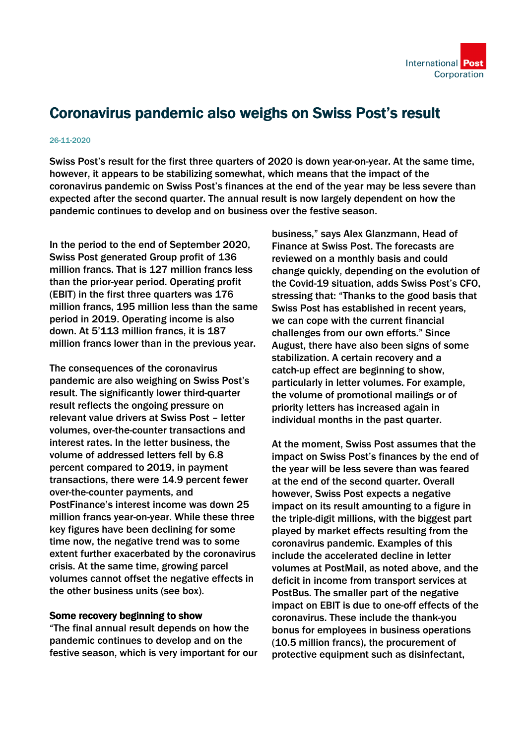# Coronavirus pandemic also weighs on Swiss Post's result

26-11-2020

**Swiss Post's result for the first three quarters of 2020 is down year-on-year. At the same time, however, it appears to be stabilizing somewhat, which means that the impact of the coronavirus pandemic on Swiss Post's finances at the end of the year may be less severe than expected after the second quarter. The annual result is now largely dependent on how the pandemic continues to develop and on business over the festive season.**

In the period to the end of September 2020, Swiss Post generated Group profit of 136 million francs. That is 127 million francs less than the prior-year period. Operating profit (EBIT) in the first three quarters was 176 million francs, 195 million less than the same period in 2019. Operating income is also down. At 5'113 million francs, it is 187 million francs lower than in the previous year.

The consequences of the coronavirus pandemic are also weighing on Swiss Post's result. The significantly lower third-quarter result reflects the ongoing pressure on relevant value drivers at Swiss Post – letter volumes, over-the-counter transactions and interest rates. In the letter business, the volume of addressed letters fell by 6.8 percent compared to 2019, in payment transactions, there were 14.9 percent fewer over-the-counter payments, and PostFinance's interest income was down 25 million francs year-on-year. While these three key figures have been declining for some time now, the negative trend was to some extent further exacerbated by the coronavirus crisis. At the same time, growing parcel volumes cannot offset the negative effects in the other business units (see box).

**Some recovery beginning to show**

"The final annual result depends on how the pandemic continues to develop and on the festive season, which is very important for our business," says Alex Glanzmann, Head of Finance at Swiss Post. The forecasts are reviewed on a monthly basis and could change quickly, depending on the evolution of the Covid-19 situation, adds Swiss Post's CFO, stressing that: "Thanks to the good basis that Swiss Post has established in recent years, we can cope with the current financial challenges from our own efforts." Since August, there have also been signs of some stabilization. A certain recovery and a catch-up effect are beginning to show, particularly in letter volumes. For example, the volume of promotional mailings or of priority letters has increased again in individual months in the past quarter.

At the moment, Swiss Post assumes that the impact on Swiss Post's finances by the end of the year will be less severe than was feared at the end of the second quarter. Overall however, Swiss Post expects a negative impact on its result amounting to a figure in the triple-digit millions, with the biggest part played by market effects resulting from the coronavirus pandemic. Examples of this include the accelerated decline in letter volumes at PostMail, as noted above, and the deficit in income from transport services at PostBus. The smaller part of the negative impact on EBIT is due to one-off effects of the coronavirus. These include the thank-you bonus for employees in business operations (10.5 million francs), the procurement of protective equipment such as disinfectant,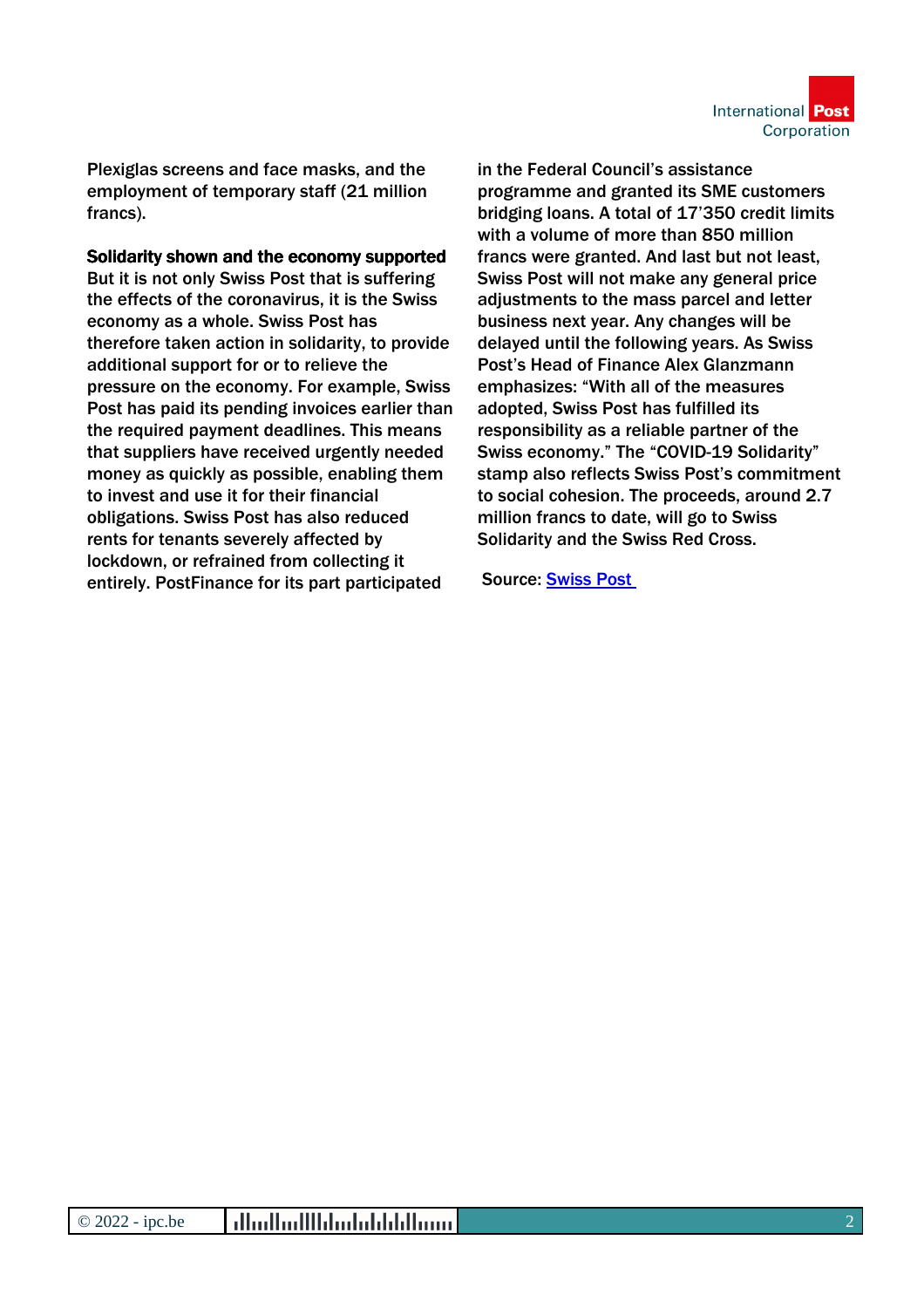Plexiglas screens and face masks, and the employment of temporary staff (21 million francs).

**Solidarity shown and the economy supported**

But it is not only Swiss Post that is suffering the effects of the coronavirus, it is the Swiss economy as a whole. Swiss Post has therefore taken action in solidarity, to provide additional support for or to relieve the pressure on the economy. For example, Swiss Post has paid its pending invoices earlier than the required payment deadlines. This means that suppliers have received urgently needed money as quickly as possible, enabling them to invest and use it for their financial obligations. Swiss Post has also reduced rents for tenants severely affected by lockdown, or refrained from collecting it entirely. PostFinance for its part participated in the Federal Council's assistance programme and granted its SME customers bridging loans. A total of 17'350 credit limits with a volume of more than 850 million francs were granted. And last but not least, Swiss Post will not make any general price adjustments to the mass parcel and letter business next year. Any changes will be delayed until the following years. As Swiss Post's Head of Finance Alex Glanzmann emphasizes: "With all of the measures adopted, Swiss Post has fulfilled its responsibility as a reliable partner of the Swiss economy." The "COVID-19 Solidarity" stamp also reflects Swiss Post's commitment to social cohesion. The proceeds, around 2.7 million francs to date, will go to Swiss Solidarity and the Swiss Red Cross.

Source: Swiss Post